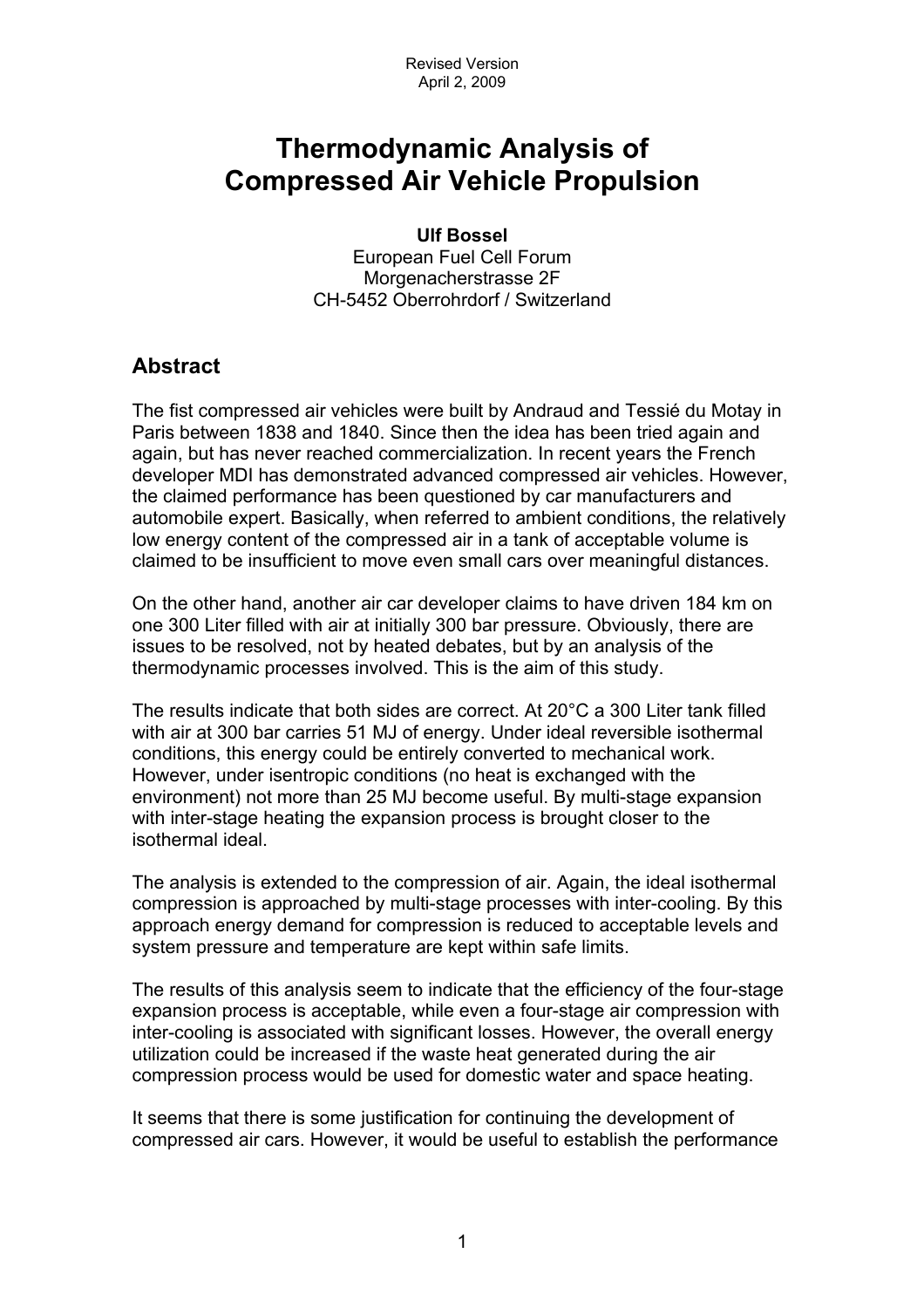Revised Version
April 2, 2009

# Thermodynamic Analysis of Compressed Air Vehicle Propulsion

**Ulf Bossel**
European Fuel Cell Forum
Morgenacherstrasse 2F
CH-5452 Oberrohrdorf / Switzerland

## Abstract

The fist compressed air vehicles were built by Andraud and Tessié du Motay in Paris between 1838 and 1840. Since then the idea has been tried again and again, but has never reached commercialization. In recent years the French developer MDI has demonstrated advanced compressed air vehicles. However, the claimed performance has been questioned by car manufacturers and automobile expert. Basically, when referred to ambient conditions, the relatively low energy content of the compressed air in a tank of acceptable volume is claimed to be insufficient to move even small cars over meaningful distances.

On the other hand, another air car developer claims to have driven 184 km on one 300 Liter filled with air at initially 300 bar pressure. Obviously, there are issues to be resolved, not by heated debates, but by an analysis of the thermodynamic processes involved. This is the aim of this study.

The results indicate that both sides are correct. At 20°C a 300 Liter tank filled with air at 300 bar carries 51 MJ of energy. Under ideal reversible isothermal conditions, this energy could be entirely converted to mechanical work. However, under isentropic conditions (no heat is exchanged with the environment) not more than 25 MJ become useful. By multi-stage expansion with inter-stage heating the expansion process is brought closer to the isothermal ideal.

The analysis is extended to the compression of air. Again, the ideal isothermal compression is approached by multi-stage processes with inter-cooling. By this approach energy demand for compression is reduced to acceptable levels and system pressure and temperature are kept within safe limits.

The results of this analysis seem to indicate that the efficiency of the four-stage expansion process is acceptable, while even a four-stage air compression with inter-cooling is associated with significant losses. However, the overall energy utilization could be increased if the waste heat generated during the air compression process would be used for domestic water and space heating.

It seems that there is some justification for continuing the development of compressed air cars. However, it would be useful to establish the performance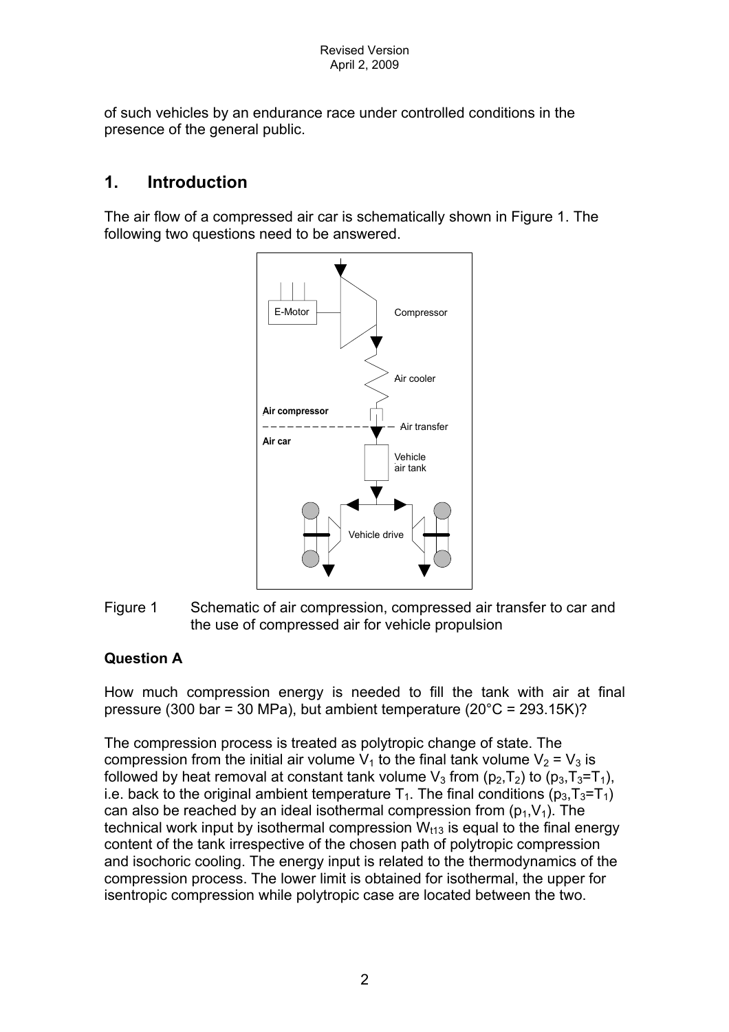of such vehicles by an endurance race under controlled conditions in the presence of the general public.

## 1. Introduction

The air flow of a compressed air car is schematically shown in Figure 1. The following two questions need to be answered.

Figure 1 Schematic of air compression, compressed air transfer to car and the use of compressed air for vehicle propulsion

### Question A

How much compression energy is needed to fill the tank with air at final pressure (300 bar = 30 MPa), but ambient temperature (20°C = 293.15K)?

The compression process is treated as polytropic change of state. The compression from the initial air volume $V_1$ to the final tank volume $V_2 = V_3$ is followed by heat removal at constant tank volume $V_3$ from $(p_2,T_2)$ to $(p_3,T_3=T_1)$, i.e. back to the original ambient temperature $T_1$. The final conditions $(p_3,T_3=T_1)$ can also be reached by an ideal isothermal compression from $(p_1,V_1)$. The technical work input by isothermal compression $W_{t13}$ is equal to the final energy content of the tank irrespective of the chosen path of polytropic compression and isochoric cooling. The energy input is related to the thermodynamics of the compression process. The lower limit is obtained for isothermal, the upper for isentropic compression while polytropic case are located between the two.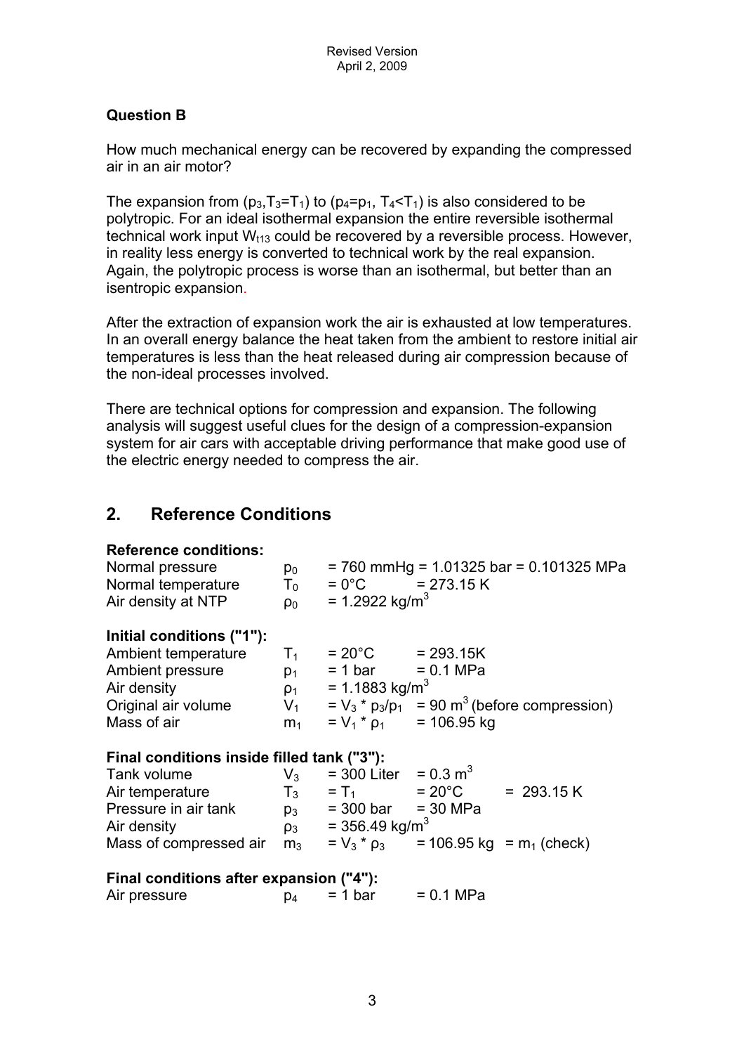**Question B**

How much mechanical energy can be recovered by expanding the compressed air in an air motor?

The expansion from ($p_3$,$T_3$=$T_1$) to ($p_4$=$p_1$, $T_4$<$T_1$) is also considered to be polytropic. For an ideal isothermal expansion the entire reversible isothermal technical work input $W_{t13}$ could be recovered by a reversible process. However, in reality less energy is converted to technical work by the real expansion. Again, the polytropic process is worse than an isothermal, but better than an isentropic expansion.

After the extraction of expansion work the air is exhausted at low temperatures. In an overall energy balance the heat taken from the ambient to restore initial air temperatures is less than the heat released during air compression because of the non-ideal processes involved.

There are technical options for compression and expansion. The following analysis will suggest useful clues for the design of a compression-expansion system for air cars with acceptable driving performance that make good use of the electric energy needed to compress the air.

## 2. Reference Conditions

**Reference conditions:**

| | | | |
|---|---|---|---|
| Normal pressure | $p_0$ | = 760 mmHg = 1.01325 bar = 0.101325 MPa | |
| Normal temperature | $T_0$ | = 0°C | = 273.15 K |
| Air density at NTP | $\rho_0$ | = 1.2922 kg/m$^3$ | |

**Initial conditions ("1"):**

| | | | |
|---|---|---|---|
| Ambient temperature | $T_1$ | = 20°C | = 293.15K |
| Ambient pressure | $p_1$ | = 1 bar | = 0.1 MPa |
| Air density | $\rho_1$ | = 1.1883 kg/m$^3$ | |
| Original air volume | $V_1$ | = $V_3$ * $p_3$/$p_1$ | = 90 m$^3$ (before compression) |
| Mass of air | $m_1$ | = $V_1$ * $\rho_1$ | = 106.95 kg |

**Final conditions inside filled tank ("3"):**

| | | | | |
|---|---|---|---|---|
| Tank volume | $V_3$ | = 300 Liter | = 0.3 m$^3$ | |
| Air temperature | $T_3$ | = $T_1$ | = 20°C | = 293.15 K |
| Pressure in air tank | $p_3$ | = 300 bar | = 30 MPa | |
| Air density | $\rho_3$ | = 356.49 kg/m$^3$ | | |
| Mass of compressed air | $m_3$ | = $V_3$ * $\rho_3$ | = 106.95 kg | = $m_1$ (check) |

**Final conditions after expansion ("4"):**

| | | | |
|---|---|---|---|
| Air pressure | $p_4$ | = 1 bar | = 0.1 MPa |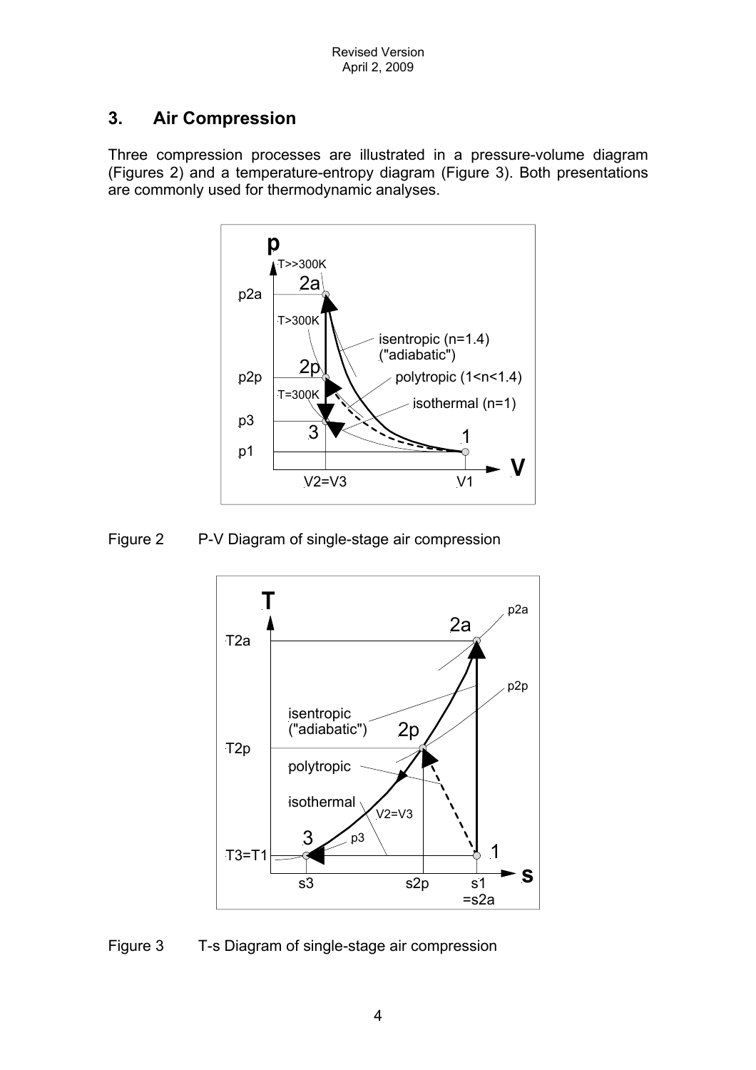## 3. Air Compression

Three compression processes are illustrated in a pressure-volume diagram (Figures 2) and a temperature-entropy diagram (Figure 3). Both presentations are commonly used for thermodynamic analyses.

Figure 2 P-V Diagram of single-stage air compression

Figure 3 T-s Diagram of single-stage air compression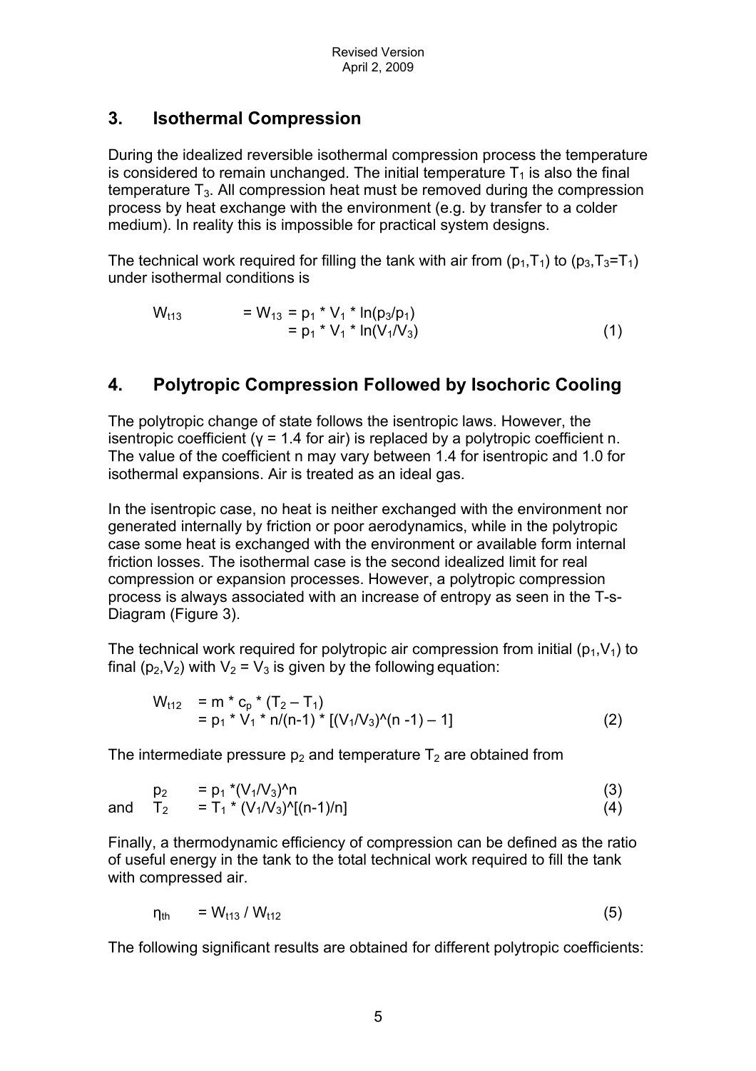## 3. Isothermal Compression

During the idealized reversible isothermal compression process the temperature is considered to remain unchanged. The initial temperature $T_1$ is also the final temperature $T_3$. All compression heat must be removed during the compression process by heat exchange with the environment (e.g. by transfer to a colder medium). In reality this is impossible for practical system designs.

The technical work required for filling the tank with air from ($p_1$,$T_1$) to ($p_3$,$T_3$=$T_1$) under isothermal conditions is

$$
\begin{aligned}
W_{t13} &= W_{13} = p_1 * V_1 * \ln(p_3/p_1) \\
&= p_1 * V_1 * \ln(V_1/V_3) \qquad (1)
\end{aligned}
$$

## 4. Polytropic Compression Followed by Isochoric Cooling

The polytropic change of state follows the isentropic laws. However, the isentropic coefficient ($\gamma$ = 1.4 for air) is replaced by a polytropic coefficient n. The value of the coefficient n may vary between 1.4 for isentropic and 1.0 for isothermal expansions. Air is treated as an ideal gas.

In the isentropic case, no heat is neither exchanged with the environment nor generated internally by friction or poor aerodynamics, while in the polytropic case some heat is exchanged with the environment or available form internal friction losses. The isothermal case is the second idealized limit for real compression or expansion processes. However, a polytropic compression process is always associated with an increase of entropy as seen in the T-s-Diagram (Figure 3).

The technical work required for polytropic air compression from initial ($p_1$,$V_1$) to final ($p_2$,$V_2$) with $V_2$ = $V_3$ is given by the following equation:

$$
\begin{aligned}
W_{t12} &= m * c_p * (T_2 - T_1) \\
&= p_1 * V_1 * n/(n-1) * [(V_1/V_3)^{(n-1)} - 1] \qquad (2)
\end{aligned}
$$

The intermediate pressure $p_2$ and temperature $T_2$ are obtained from

$$
p_2 = p_1 * (V_1/V_3)^{n} \qquad (3)
$$

and

$$
T_2 = T_1 * (V_1/V_3)^{[(n-1)/n]} \qquad (4)
$$

Finally, a thermodynamic efficiency of compression can be defined as the ratio of useful energy in the tank to the total technical work required to fill the tank with compressed air.

$$
\eta_{th} = W_{t13} / W_{t12} \qquad (5)
$$

The following significant results are obtained for different polytropic coefficients: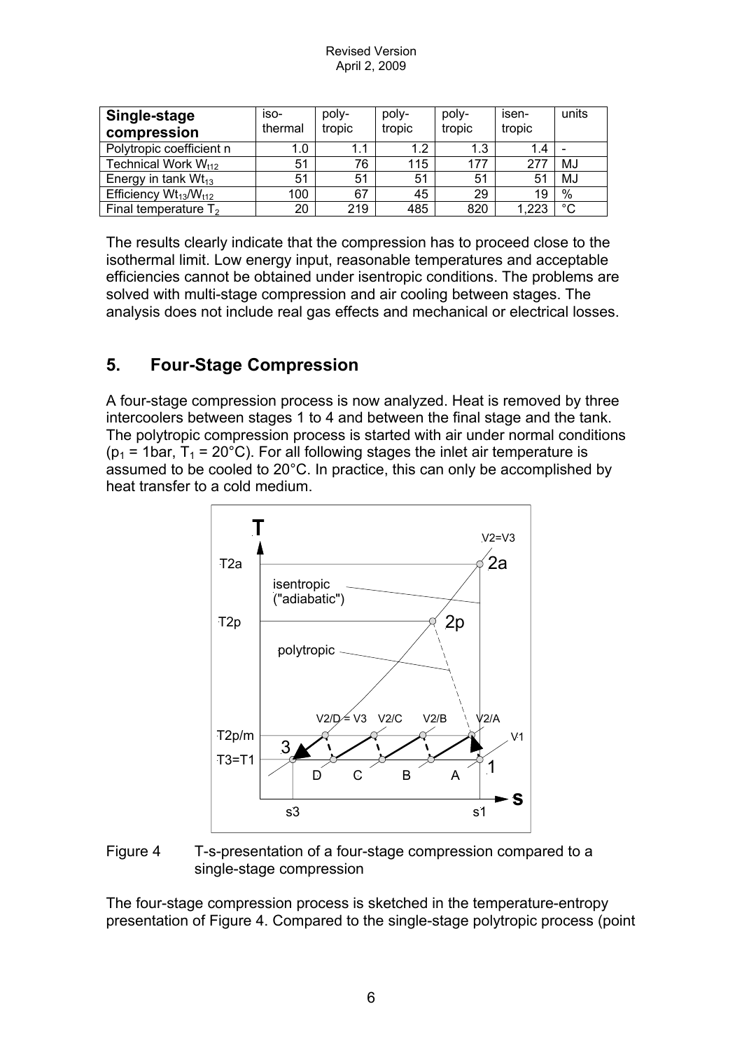| Single-stage compression | iso-thermal | poly-tropic | poly-tropic | poly-tropic | isen-tropic | units |
| --- | --- | --- | --- | --- | --- | --- |
| Polytropic coefficient n | 1.0 | 1.1 | 1.2 | 1.3 | 1.4 | - |
| Technical Work $W_{t12}$ | 51 | 76 | 115 | 177 | 277 | MJ |
| Energy in tank $Wt_{13}$ | 51 | 51 | 51 | 51 | 51 | MJ |
| Efficiency $Wt_{13}/W_{t12}$ | 100 | 67 | 45 | 29 | 19 | % |
| Final temperature $T_2$ | 20 | 219 | 485 | 820 | 1,223 | °C |

The results clearly indicate that the compression has to proceed close to the isothermal limit. Low energy input, reasonable temperatures and acceptable efficiencies cannot be obtained under isentropic conditions. The problems are solved with multi-stage compression and air cooling between stages. The analysis does not include real gas effects and mechanical or electrical losses.

## 5. Four-Stage Compression

A four-stage compression process is now analyzed. Heat is removed by three intercoolers between stages 1 to 4 and between the final stage and the tank. The polytropic compression process is started with air under normal conditions ($p_1$ = 1bar, $T_1$ = 20°C). For all following stages the inlet air temperature is assumed to be cooled to 20°C. In practice, this can only be accomplished by heat transfer to a cold medium.

Figure 4 T-s-presentation of a four-stage compression compared to a single-stage compression

The four-stage compression process is sketched in the temperature-entropy presentation of Figure 4. Compared to the single-stage polytropic process (point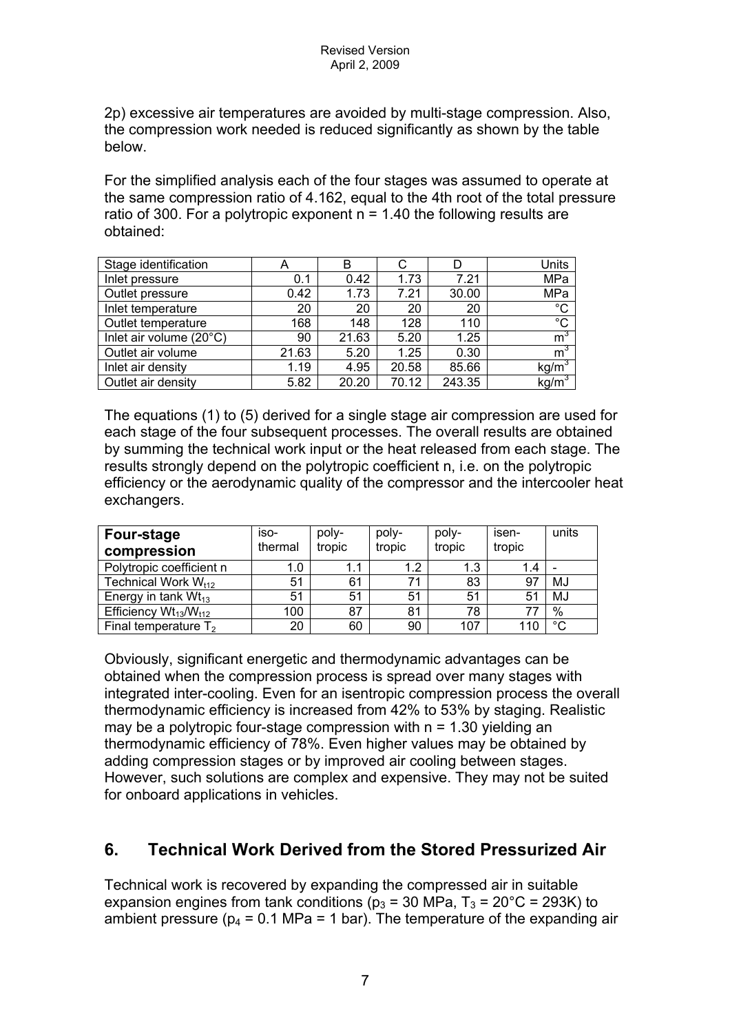2p) excessive air temperatures are avoided by multi-stage compression. Also, the compression work needed is reduced significantly as shown by the table below.

For the simplified analysis each of the four stages was assumed to operate at the same compression ratio of 4.162, equal to the 4th root of the total pressure ratio of 300. For a polytropic exponent n = 1.40 the following results are obtained:

| Stage identification | A | B | C | D | Units |
|---|---|---|---|---|---|
| Inlet pressure | 0.1 | 0.42 | 1.73 | 7.21 | MPa |
| Outlet pressure | 0.42 | 1.73 | 7.21 | 30.00 | MPa |
| Inlet temperature | 20 | 20 | 20 | 20 | °C |
| Outlet temperature | 168 | 148 | 128 | 110 | °C |
| Inlet air volume (20°C) | 90 | 21.63 | 5.20 | 1.25 | $m^3$ |
| Outlet air volume | 21.63 | 5.20 | 1.25 | 0.30 | $m^3$ |
| Inlet air density | 1.19 | 4.95 | 20.58 | 85.66 | $kg/m^3$ |
| Outlet air density | 5.82 | 20.20 | 70.12 | 243.35 | $kg/m^3$ |

The equations (1) to (5) derived for a single stage air compression are used for each stage of the four subsequent processes. The overall results are obtained by summing the technical work input or the heat released from each stage. The results strongly depend on the polytropic coefficient n, i.e. on the polytropic efficiency or the aerodynamic quality of the compressor and the intercooler heat exchangers.

| **Four-stage compression** | iso-thermal | poly-tropic | poly-tropic | poly-tropic | isen-tropic | units |
|---|---|---|---|---|---|---|
| Polytropic coefficient n | 1.0 | 1.1 | 1.2 | 1.3 | 1.4 | - |
| Technical Work $W_{t12}$ | 51 | 61 | 71 | 83 | 97 | MJ |
| Energy in tank $Wt_{13}$ | 51 | 51 | 51 | 51 | 51 | MJ |
| Efficiency $Wt_{13}/W_{t12}$ | 100 | 87 | 81 | 78 | 77 | % |
| Final temperature $T_2$ | 20 | 60 | 90 | 107 | 110 | °C |

Obviously, significant energetic and thermodynamic advantages can be obtained when the compression process is spread over many stages with integrated inter-cooling. Even for an isentropic compression process the overall thermodynamic efficiency is increased from 42% to 53% by staging. Realistic may be a polytropic four-stage compression with n = 1.30 yielding an thermodynamic efficiency of 78%. Even higher values may be obtained by adding compression stages or by improved air cooling between stages. However, such solutions are complex and expensive. They may not be suited for onboard applications in vehicles.

## 6. Technical Work Derived from the Stored Pressurized Air

Technical work is recovered by expanding the compressed air in suitable expansion engines from tank conditions ($p_3$ = 30 MPa, $T_3$ = 20°C = 293K) to ambient pressure ($p_4$ = 0.1 MPa = 1 bar). The temperature of the expanding air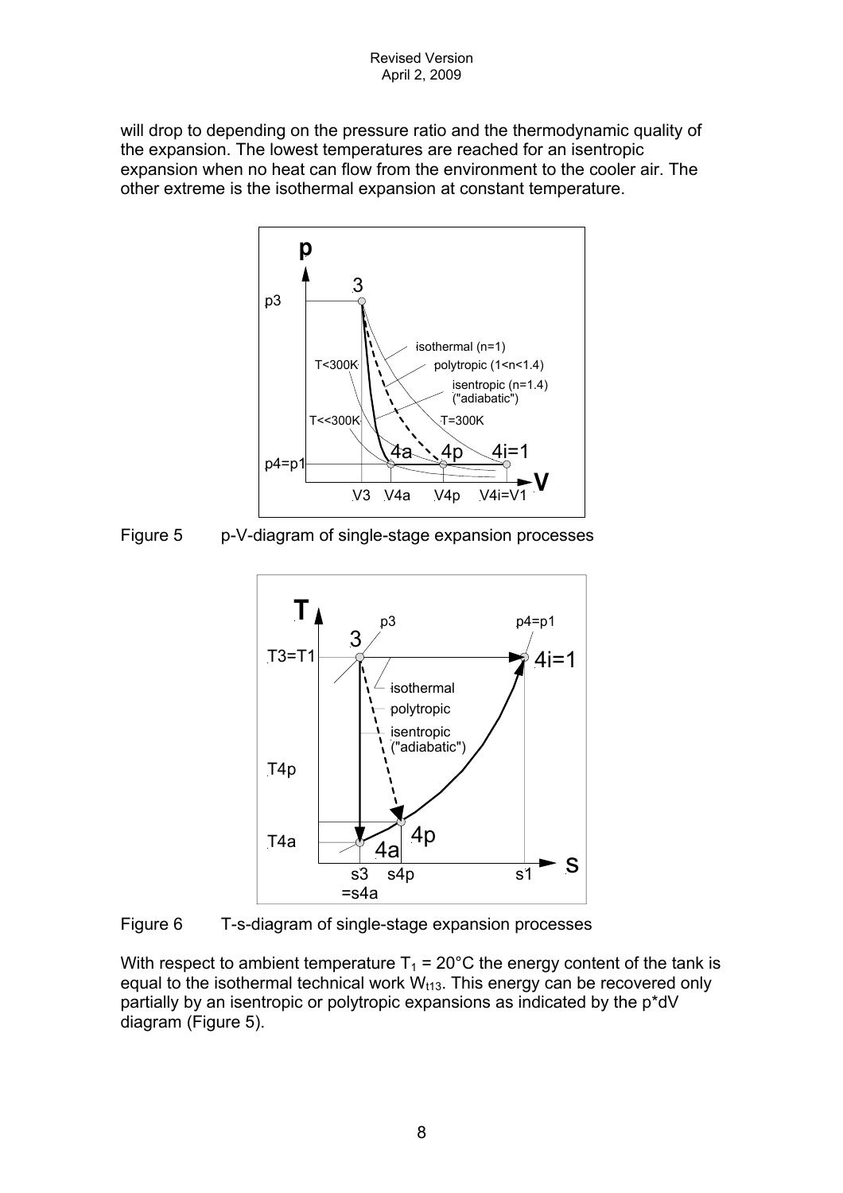will drop to depending on the pressure ratio and the thermodynamic quality of the expansion. The lowest temperatures are reached for an isentropic expansion when no heat can flow from the environment to the cooler air. The other extreme is the isothermal expansion at constant temperature.

Figure 5 p-V-diagram of single-stage expansion processes

Figure 6 T-s-diagram of single-stage expansion processes

With respect to ambient temperature $T_1$ = 20°C the energy content of the tank is equal to the isothermal technical work $W_{t13}$. This energy can be recovered only partially by an isentropic or polytropic expansions as indicated by the p*dV diagram (Figure 5).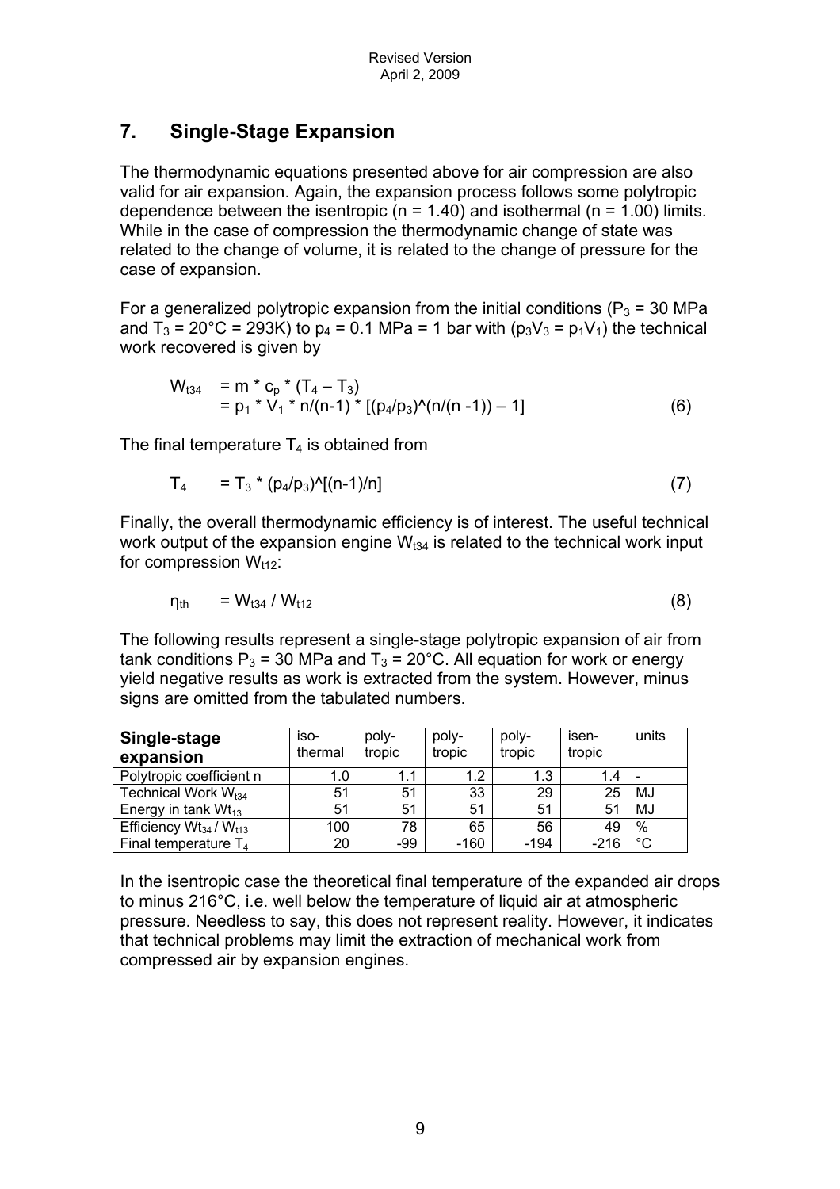## 7. Single-Stage Expansion

The thermodynamic equations presented above for air compression are also valid for air expansion. Again, the expansion process follows some polytropic dependence between the isentropic ($n = 1.40$) and isothermal ($n = 1.00$) limits. While in the case of compression the thermodynamic change of state was related to the change of volume, it is related to the change of pressure for the case of expansion.

For a generalized polytropic expansion from the initial conditions ($P_3 = 30$ MPa and $T_3 = 20°C = 293K$) to $p_4 = 0.1$ MPa = 1 bar with ($p_3V_3 = p_1V_1$) the technical work recovered is given by

$$
\begin{aligned}
W_{t34} &= m * c_p * (T_4 - T_3) \\
&= p_1 * V_1 * n/(n-1) * [(p_4/p_3)^\wedge(n/(n-1)) - 1] \qquad (6)
\end{aligned}
$$

The final temperature $T_4$ is obtained from

$$T_4 = T_3 * (p_4/p_3)^\wedge[(n-1)/n] \qquad (7)$$

Finally, the overall thermodynamic efficiency is of interest. The useful technical work output of the expansion engine $W_{t34}$ is related to the technical work input for compression $W_{t12}$:

$$\eta_{th} = W_{t34} / W_{t12} \qquad (8)$$

The following results represent a single-stage polytropic expansion of air from tank conditions $P_3 = 30$ MPa and $T_3 = 20°C$. All equation for work or energy yield negative results as work is extracted from the system. However, minus signs are omitted from the tabulated numbers.

| **Single-stage expansion** | iso-thermal | poly-tropic | poly-tropic | poly-tropic | isen-tropic | units |
|---|---|---|---|---|---|---|
| Polytropic coefficient n | 1.0 | 1.1 | 1.2 | 1.3 | 1.4 | - |
| Technical Work $W_{t34}$ | 51 | 51 | 33 | 29 | 25 | MJ |
| Energy in tank $Wt_{13}$ | 51 | 51 | 51 | 51 | 51 | MJ |
| Efficiency $Wt_{34}$ / $W_{t13}$ | 100 | 78 | 65 | 56 | 49 | % |
| Final temperature $T_4$ | 20 | -99 | -160 | -194 | -216 | °C |

In the isentropic case the theoretical final temperature of the expanded air drops to minus 216°C, i.e. well below the temperature of liquid air at atmospheric pressure. Needless to say, this does not represent reality. However, it indicates that technical problems may limit the extraction of mechanical work from compressed air by expansion engines.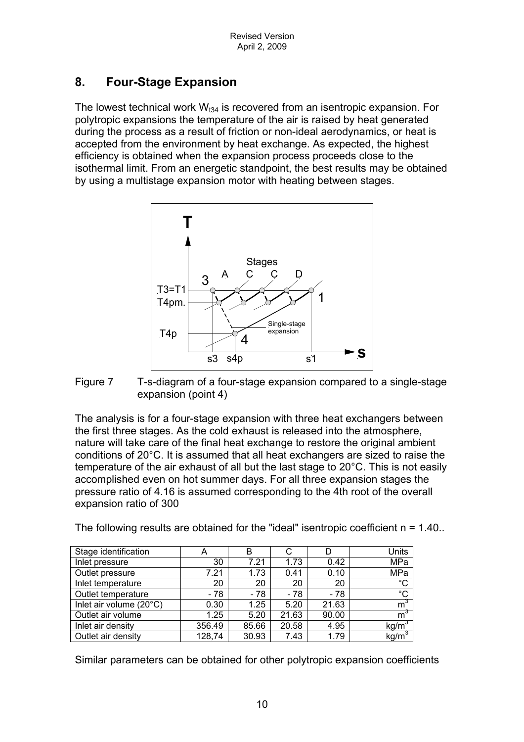## 8. Four-Stage Expansion

The lowest technical work $W_{t34}$ is recovered from an isentropic expansion. For polytropic expansions the temperature of the air is raised by heat generated during the process as a result of friction or non-ideal aerodynamics, or heat is accepted from the environment by heat exchange. As expected, the highest efficiency is obtained when the expansion process proceeds close to the isothermal limit. From an energetic standpoint, the best results may be obtained by using a multistage expansion motor with heating between stages.

Figure 7 T-s-diagram of a four-stage expansion compared to a single-stage expansion (point 4)

The analysis is for a four-stage expansion with three heat exchangers between the first three stages. As the cold exhaust is released into the atmosphere, nature will take care of the final heat exchange to restore the original ambient conditions of 20°C. It is assumed that all heat exchangers are sized to raise the temperature of the air exhaust of all but the last stage to 20°C. This is not easily accomplished even on hot summer days. For all three expansion stages the pressure ratio of 4.16 is assumed corresponding to the 4th root of the overall expansion ratio of 300

The following results are obtained for the "ideal" isentropic coefficient n = 1.40..

| Stage identification | A | B | C | D | Units |
|---|---|---|---|---|---|
| Inlet pressure | 30 | 7.21 | 1.73 | 0.42 | MPa |
| Outlet pressure | 7.21 | 1.73 | 0.41 | 0.10 | MPa |
| Inlet temperature | 20 | 20 | 20 | 20 | °C |
| Outlet temperature | - 78 | - 78 | - 78 | - 78 | °C |
| Inlet air volume (20°C) | 0.30 | 1.25 | 5.20 | 21.63 | $m^3$ |
| Outlet air volume | 1.25 | 5.20 | 21.63 | 90.00 | $m^3$ |
| Inlet air density | 356.49 | 85.66 | 20.58 | 4.95 | $kg/m^3$ |
| Outlet air density | 128,74 | 30.93 | 7.43 | 1.79 | $kg/m^3$ |

Similar parameters can be obtained for other polytropic expansion coefficients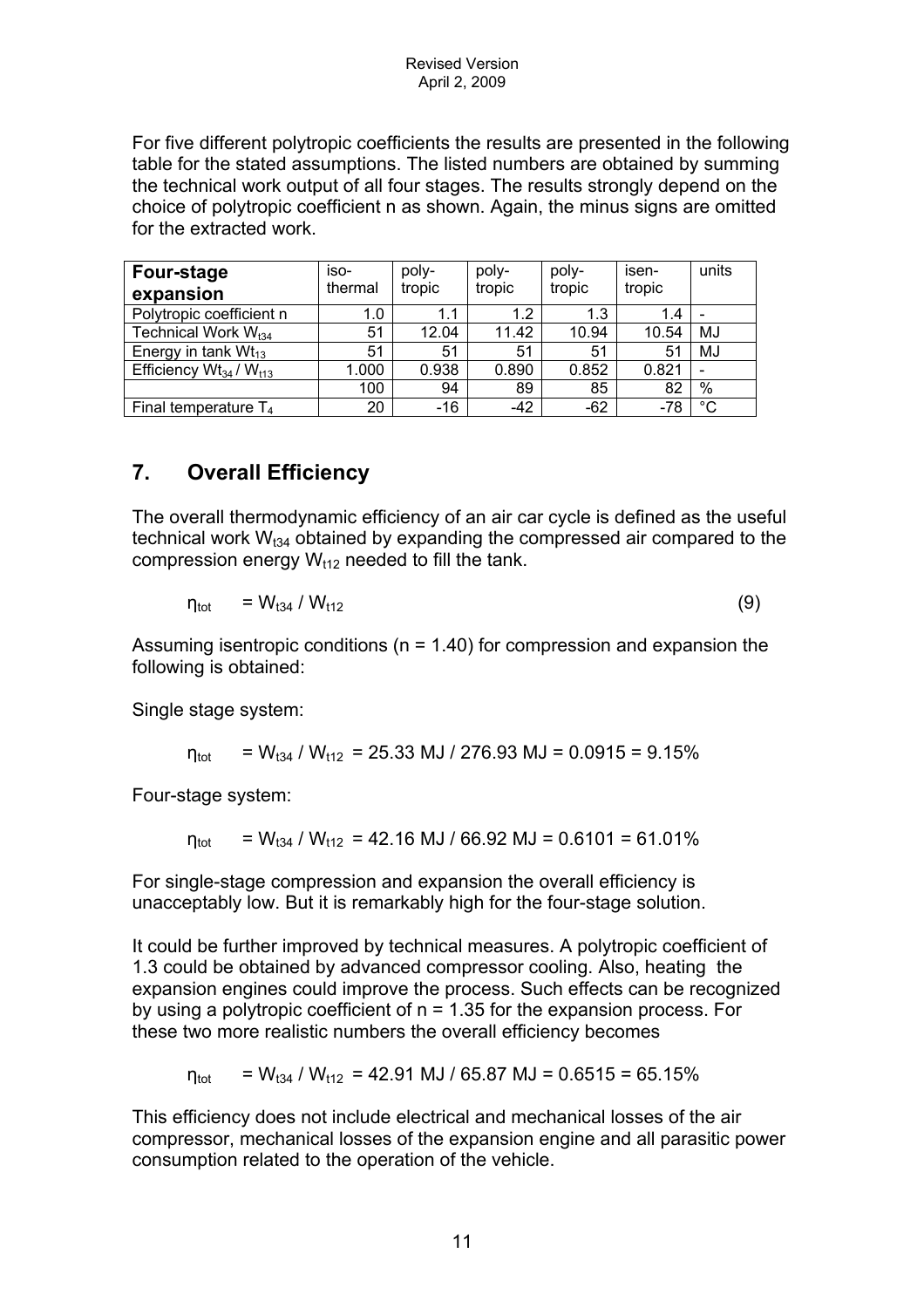For five different polytropic coefficients the results are presented in the following table for the stated assumptions. The listed numbers are obtained by summing the technical work output of all four stages. The results strongly depend on the choice of polytropic coefficient n as shown. Again, the minus signs are omitted for the extracted work.

| **Four-stage expansion** | iso-thermal | poly-tropic | poly-tropic | poly-tropic | isen-tropic | units |
|---|---|---|---|---|---|---|
| Polytropic coefficient n | 1.0 | 1.1 | 1.2 | 1.3 | 1.4 | - |
| Technical Work $W_{t34}$ | 51 | 12.04 | 11.42 | 10.94 | 10.54 | MJ |
| Energy in tank $Wt_{13}$ | 51 | 51 | 51 | 51 | 51 | MJ |
| Efficiency $Wt_{34}$ / $W_{t13}$ | 1.000 | 0.938 | 0.890 | 0.852 | 0.821 | - |
| | 100 | 94 | 89 | 85 | 82 | % |
| Final temperature $T_4$ | 20 | -16 | -42 | -62 | -78 | °C |

## 7. Overall Efficiency

The overall thermodynamic efficiency of an air car cycle is defined as the useful technical work $W_{t34}$ obtained by expanding the compressed air compared to the compression energy $W_{t12}$ needed to fill the tank.

$$\eta_{tot} = W_{t34} / W_{t12} \qquad (9)$$

Assuming isentropic conditions (n = 1.40) for compression and expansion the following is obtained:

Single stage system:

$$\eta_{tot} = W_{t34} / W_{t12} = 25.33 \text{ MJ} / 276.93 \text{ MJ} = 0.0915 = 9.15\%$$

Four-stage system:

$$\eta_{tot} = W_{t34} / W_{t12} = 42.16 \text{ MJ} / 66.92 \text{ MJ} = 0.6101 = 61.01\%$$

For single-stage compression and expansion the overall efficiency is unacceptably low. But it is remarkably high for the four-stage solution.

It could be further improved by technical measures. A polytropic coefficient of 1.3 could be obtained by advanced compressor cooling. Also, heating the expansion engines could improve the process. Such effects can be recognized by using a polytropic coefficient of n = 1.35 for the expansion process. For these two more realistic numbers the overall efficiency becomes

$$\eta_{tot} = W_{t34} / W_{t12} = 42.91 \text{ MJ} / 65.87 \text{ MJ} = 0.6515 = 65.15\%$$

This efficiency does not include electrical and mechanical losses of the air compressor, mechanical losses of the expansion engine and all parasitic power consumption related to the operation of the vehicle.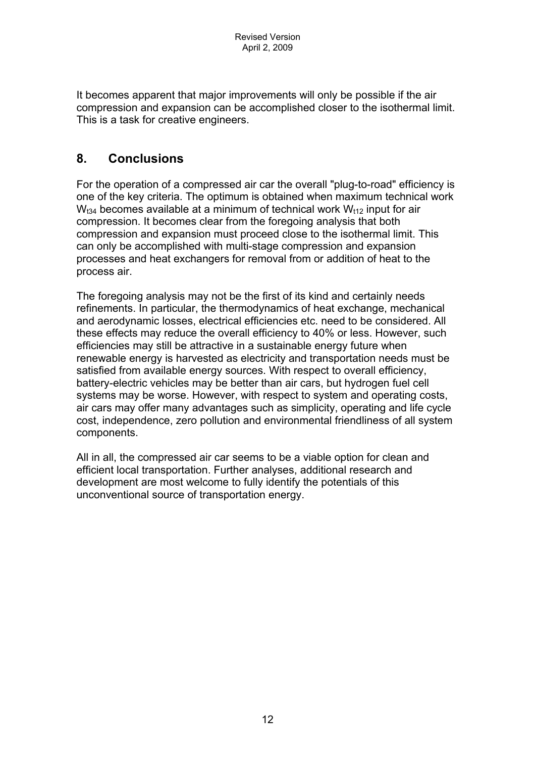It becomes apparent that major improvements will only be possible if the air compression and expansion can be accomplished closer to the isothermal limit. This is a task for creative engineers.

## 8. Conclusions

For the operation of a compressed air car the overall "plug-to-road" efficiency is one of the key criteria. The optimum is obtained when maximum technical work $W_{t34}$ becomes available at a minimum of technical work $W_{t12}$ input for air compression. It becomes clear from the foregoing analysis that both compression and expansion must proceed close to the isothermal limit. This can only be accomplished with multi-stage compression and expansion processes and heat exchangers for removal from or addition of heat to the process air.

The foregoing analysis may not be the first of its kind and certainly needs refinements. In particular, the thermodynamics of heat exchange, mechanical and aerodynamic losses, electrical efficiencies etc. need to be considered. All these effects may reduce the overall efficiency to 40% or less. However, such efficiencies may still be attractive in a sustainable energy future when renewable energy is harvested as electricity and transportation needs must be satisfied from available energy sources. With respect to overall efficiency, battery-electric vehicles may be better than air cars, but hydrogen fuel cell systems may be worse. However, with respect to system and operating costs, air cars may offer many advantages such as simplicity, operating and life cycle cost, independence, zero pollution and environmental friendliness of all system components.

All in all, the compressed air car seems to be a viable option for clean and efficient local transportation. Further analyses, additional research and development are most welcome to fully identify the potentials of this unconventional source of transportation energy.